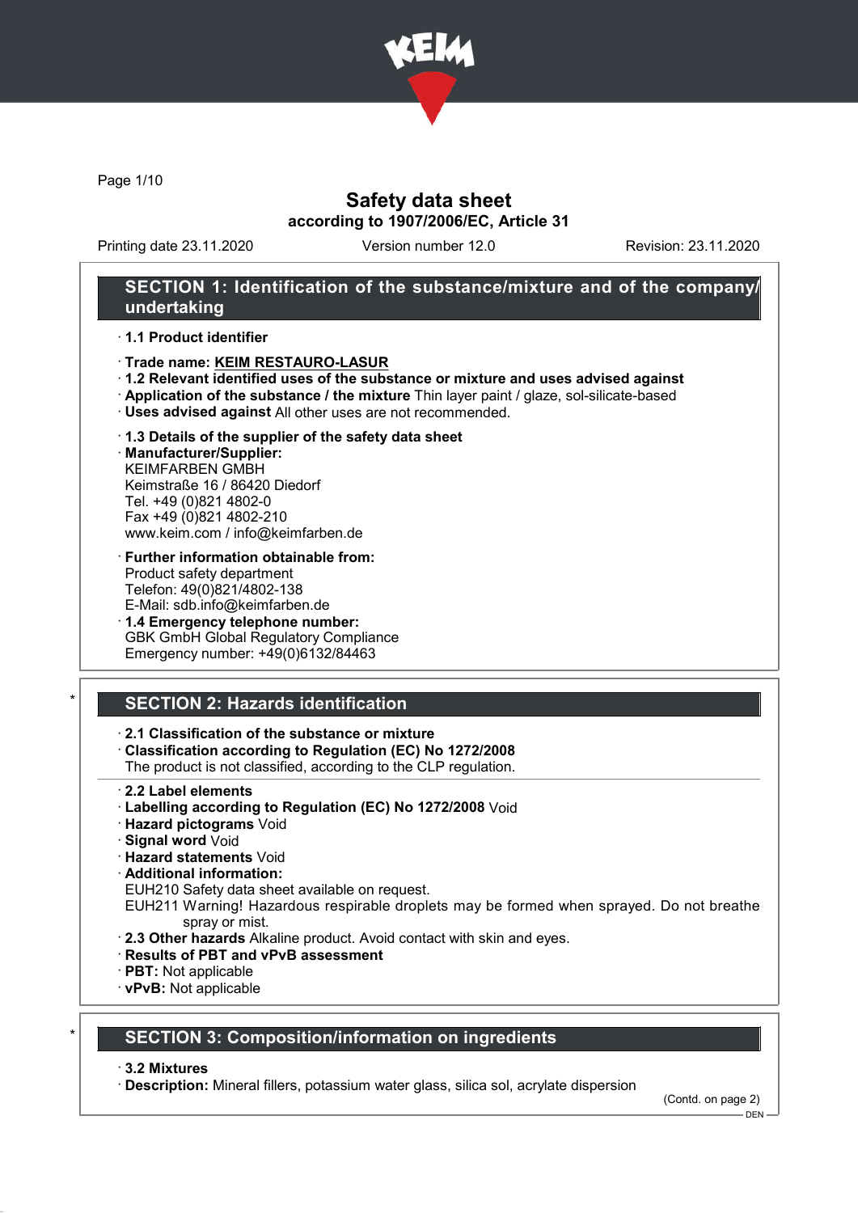# Safety data sheet

**according to 1907/2006/EC, Article 31**

Printing date 23.11.2020 | Version number 12.0 | Revision: 23.11.2020

## SECTION 1: Identification of the substance/mixture and of the company/undertaking

- **1.1 Product identifier**
- **Trade name: KEIM RESTAURO-LASUR**
- **1.2 Relevant identified uses of the substance or mixture and uses advised against**
- **Application of the substance / the mixture** Thin layer paint / glaze, sol-silicate-based
- **Uses advised against** All other uses are not recommended.
- **1.3 Details of the supplier of the safety data sheet**
- **Manufacturer/Supplier:**
  KEIMFARBEN GMBH
  Keimstraße 16 / 86420 Diedorf
  Tel. +49 (0)821 4802-0
  Fax +49 (0)821 4802-210
  www.keim.com / info@keimfarben.de
- **Further information obtainable from:**
  Product safety department
  Telefon: 49(0)821/4802-138
  E-Mail: sdb.info@keimfarben.de
- **1.4 Emergency telephone number:**
  GBK GmbH Global Regulatory Compliance
  Emergency number: +49(0)6132/84463

## SECTION 2: Hazards identification

- **2.1 Classification of the substance or mixture**
- **Classification according to Regulation (EC) No 1272/2008**
  The product is not classified, according to the CLP regulation.
- **2.2 Label elements**
- **Labelling according to Regulation (EC) No 1272/2008** Void
- **Hazard pictograms** Void
- **Signal word** Void
- **Hazard statements** Void
- **Additional information:**
  EUH210 Safety data sheet available on request.
  EUH211 Warning! Hazardous respirable droplets may be formed when sprayed. Do not breathe spray or mist.
- **2.3 Other hazards** Alkaline product. Avoid contact with skin and eyes.
- **Results of PBT and vPvB assessment**
- **PBT:** Not applicable
- **vPvB:** Not applicable

## SECTION 3: Composition/information on ingredients

- **3.2 Mixtures**
- **Description:** Mineral fillers, potassium water glass, silica sol, acrylate dispersion

(Contd. on page 2)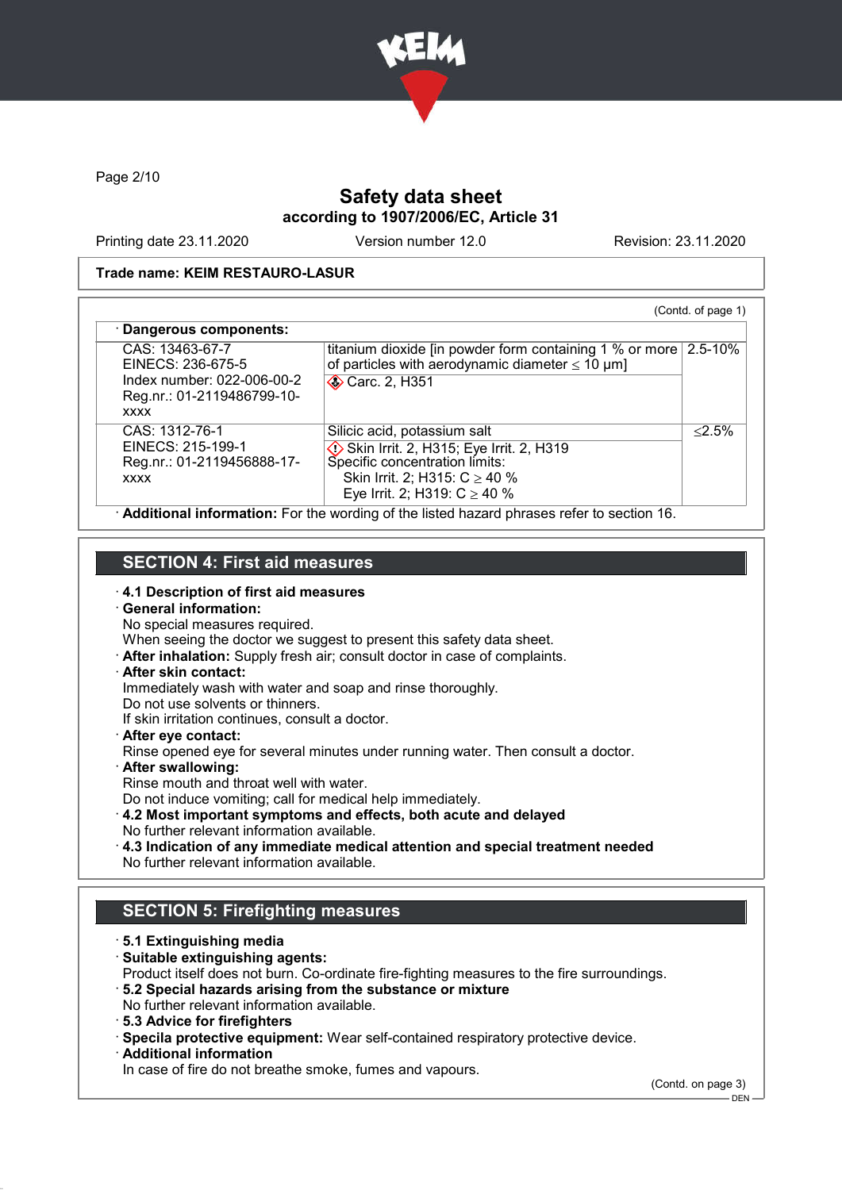Trade name: KEIM RESTAURO-LASUR

(Contd. of page 1)

· **Dangerous components:**

| | | |
|---|---|---|
| CAS: 13463-67-7<br>EINECS: 236-675-5<br>Index number: 022-006-00-2<br>Reg.nr.: 01-2119486799-10-xxxx | titanium dioxide [in powder form containing 1 % or more of particles with aerodynamic diameter ≤ 10 μm]<br>Carc. 2, H351 | 2.5-10% |
| CAS: 1312-76-1<br>EINECS: 215-199-1<br>Reg.nr.: 01-2119456888-17-xxxx | Silicic acid, potassium salt<br>Skin Irrit. 2, H315; Eye Irrit. 2, H319<br>Specific concentration limits:<br>Skin Irrit. 2; H315: C ≥ 40 %<br>Eye Irrit. 2; H319: C ≥ 40 % | ≤2.5% |

· **Additional information:** For the wording of the listed hazard phrases refer to section 16.

## SECTION 4: First aid measures

· **4.1 Description of first aid measures**
· **General information:**
No special measures required.
When seeing the doctor we suggest to present this safety data sheet.
· **After inhalation:** Supply fresh air; consult doctor in case of complaints.
· **After skin contact:**
Immediately wash with water and soap and rinse thoroughly.
Do not use solvents or thinners.
If skin irritation continues, consult a doctor.
· **After eye contact:**
Rinse opened eye for several minutes under running water. Then consult a doctor.
· **After swallowing:**
Rinse mouth and throat well with water.
Do not induce vomiting; call for medical help immediately.
· **4.2 Most important symptoms and effects, both acute and delayed**
No further relevant information available.
· **4.3 Indication of any immediate medical attention and special treatment needed**
No further relevant information available.

## SECTION 5: Firefighting measures

· **5.1 Extinguishing media**
· **Suitable extinguishing agents:**
Product itself does not burn. Co-ordinate fire-fighting measures to the fire surroundings.
· **5.2 Special hazards arising from the substance or mixture**
No further relevant information available.
· **5.3 Advice for firefighters**
· **Specila protective equipment:** Wear self-contained respiratory protective device.
· **Additional information**
In case of fire do not breathe smoke, fumes and vapours.

(Contd. on page 3)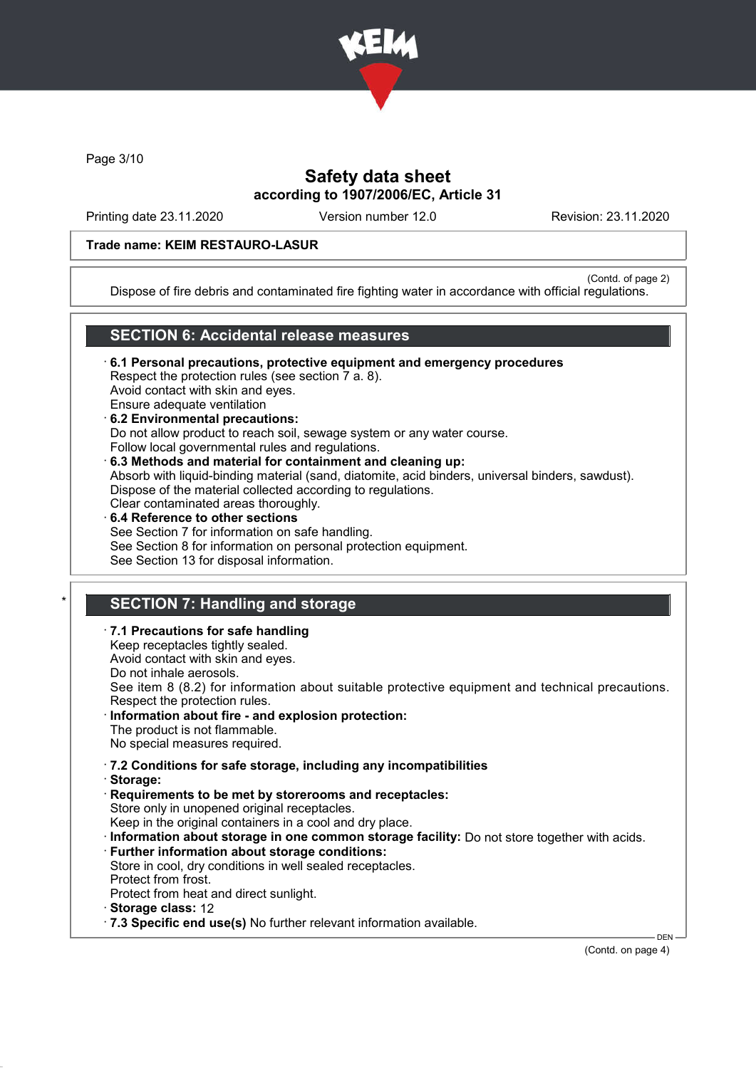Trade name: KEIM RESTAURO-LASUR

(Contd. of page 2)

Dispose of fire debris and contaminated fire fighting water in accordance with official regulations.

## SECTION 6: Accidental release measures

· **6.1 Personal precautions, protective equipment and emergency procedures**
Respect the protection rules (see section 7 a. 8).
Avoid contact with skin and eyes.
Ensure adequate ventilation

· **6.2 Environmental precautions:**
Do not allow product to reach soil, sewage system or any water course.
Follow local governmental rules and regulations.

· **6.3 Methods and material for containment and cleaning up:**
Absorb with liquid-binding material (sand, diatomite, acid binders, universal binders, sawdust).
Dispose of the material collected according to regulations.
Clear contaminated areas thoroughly.

· **6.4 Reference to other sections**
See Section 7 for information on safe handling.
See Section 8 for information on personal protection equipment.
See Section 13 for disposal information.

## SECTION 7: Handling and storage

· **7.1 Precautions for safe handling**
Keep receptacles tightly sealed.
Avoid contact with skin and eyes.
Do not inhale aerosols.
See item 8 (8.2) for information about suitable protective equipment and technical precautions.
Respect the protection rules.

· **Information about fire - and explosion protection:**
The product is not flammable.
No special measures required.

· **7.2 Conditions for safe storage, including any incompatibilities**

· **Storage:**

· **Requirements to be met by storerooms and receptacles:**
Store only in unopened original receptacles.
Keep in the original containers in a cool and dry place.

· **Information about storage in one common storage facility:** Do not store together with acids.

· **Further information about storage conditions:**
Store in cool, dry conditions in well sealed receptacles.
Protect from frost.
Protect from heat and direct sunlight.

· **Storage class:** 12

· **7.3 Specific end use(s)** No further relevant information available.

(Contd. on page 4)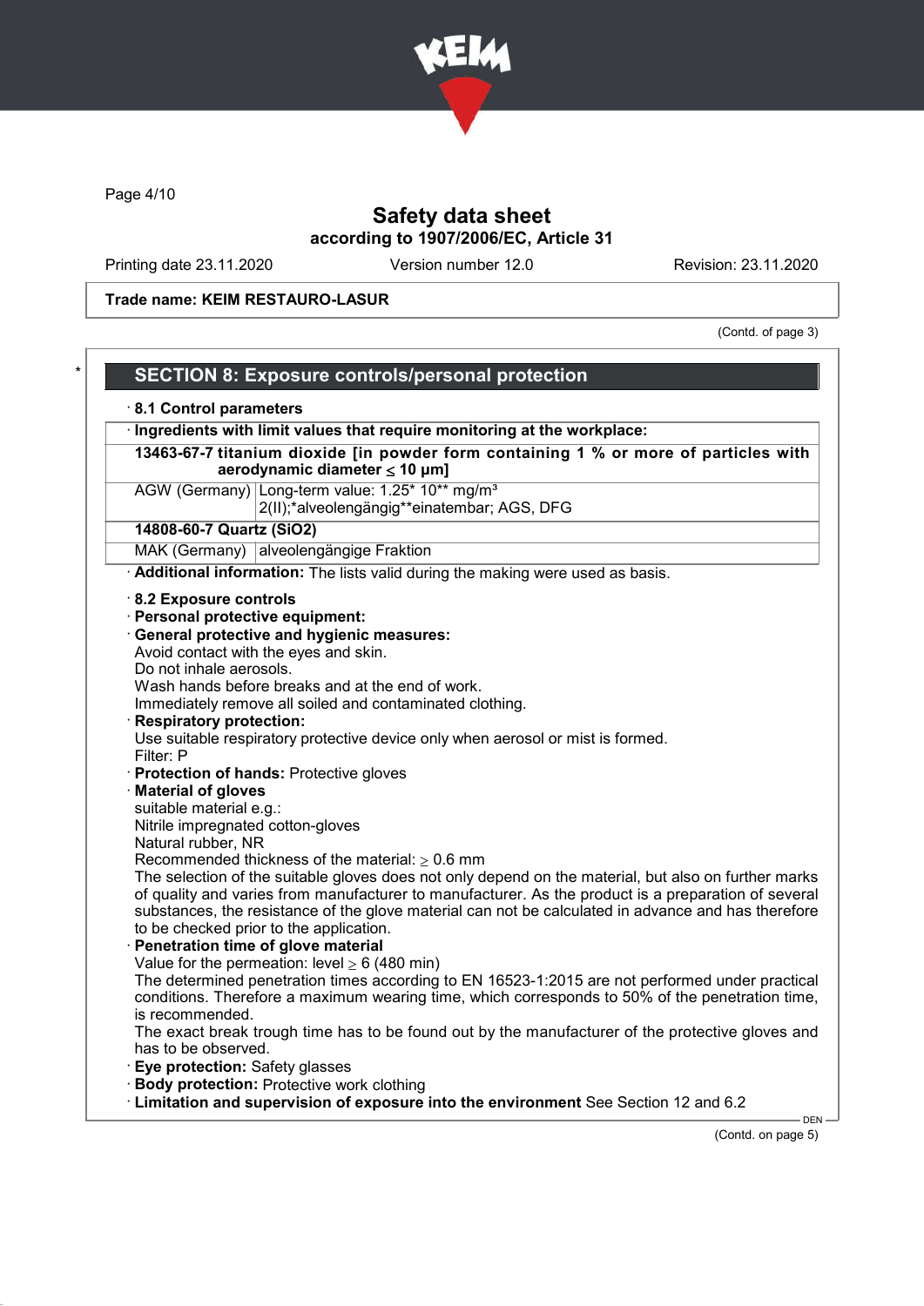Trade name: KEIM RESTAURO-LASUR

(Contd. of page 3)

## SECTION 8: Exposure controls/personal protection

· **8.1 Control parameters**

| · Ingredients with limit values that require monitoring at the workplace: | |
|---|---|
| **13463-67-7 titanium dioxide [in powder form containing 1 % or more of particles with aerodynamic diameter ≤ 10 μm]** | |
| AGW (Germany) | Long-term value: 1.25* 10** mg/m³<br>2(II);*alveolengängig**einatembar; AGS, DFG |
| **14808-60-7 Quartz ($SiO_2$)** | |
| MAK (Germany) | alveolengängige Fraktion |

· **Additional information:** The lists valid during the making were used as basis.

· **8.2 Exposure controls**
· **Personal protective equipment:**
· **General protective and hygienic measures:**
Avoid contact with the eyes and skin.
Do not inhale aerosols.
Wash hands before breaks and at the end of work.
Immediately remove all soiled and contaminated clothing.
· **Respiratory protection:**
Use suitable respiratory protective device only when aerosol or mist is formed.
Filter: P
· **Protection of hands:** Protective gloves
· **Material of gloves**
suitable material e.g.:
Nitrile impregnated cotton-gloves
Natural rubber, NR
Recommended thickness of the material: ≥ 0.6 mm
The selection of the suitable gloves does not only depend on the material, but also on further marks of quality and varies from manufacturer to manufacturer. As the product is a preparation of several substances, the resistance of the glove material can not be calculated in advance and has therefore to be checked prior to the application.
· **Penetration time of glove material**
Value for the permeation: level ≥ 6 (480 min)
The determined penetration times according to EN 16523-1:2015 are not performed under practical conditions. Therefore a maximum wearing time, which corresponds to 50% of the penetration time, is recommended.
The exact break trough time has to be found out by the manufacturer of the protective gloves and has to be observed.
· **Eye protection:** Safety glasses
· **Body protection:** Protective work clothing
· **Limitation and supervision of exposure into the environment** See Section 12 and 6.2

(Contd. on page 5)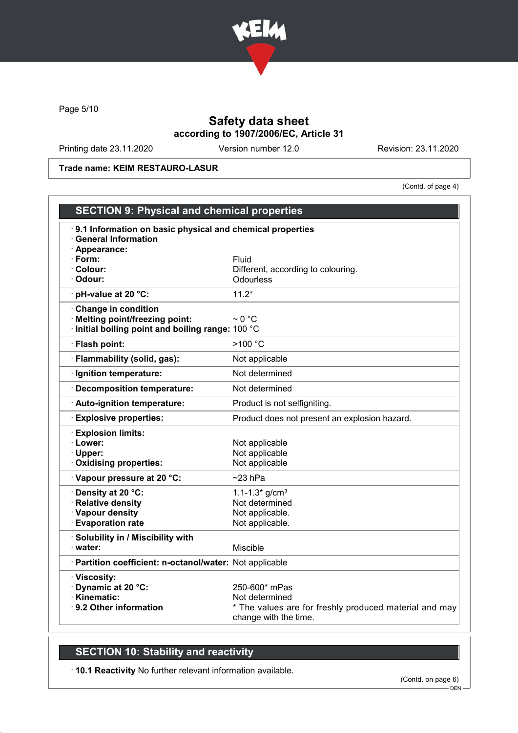Page 5/10

# Safety data sheet
## according to 1907/2006/EC, Article 31

Printing date 23.11.2020 Version number 12.0 Revision: 23.11.2020

**Trade name: KEIM RESTAURO-LASUR**

(Contd. of page 4)

## SECTION 9: Physical and chemical properties

| | |
|---|---|
| · **9.1 Information on basic physical and chemical properties** | |
| · **General Information** | |
| · **Appearance:** | |
| · **Form:** | Fluid |
| · **Colour:** | Different, according to colouring. |
| · **Odour:** | Odourless |
| · **pH-value at 20 °C:** | 11.2* |
| · **Change in condition** | |
| · **Melting point/freezing point:** | ~ 0 °C |
| · **Initial boiling point and boiling range:** | 100 °C |
| · **Flash point:** | >100 °C |
| · **Flammability (solid, gas):** | Not applicable |
| · **Ignition temperature:** | Not determined |
| · **Decomposition temperature:** | Not determined |
| · **Auto-ignition temperature:** | Product is not selfigniting. |
| · **Explosive properties:** | Product does not present an explosion hazard. |
| · **Explosion limits:** | |
| · **Lower:** | Not applicable |
| · **Upper:** | Not applicable |
| · **Oxidising properties:** | Not applicable |
| · **Vapour pressure at 20 °C:** | ~23 hPa |
| · **Density at 20 °C:** | 1.1-1.3* g/cm³ |
| · **Relative density** | Not determined |
| · **Vapour density** | Not applicable. |
| · **Evaporation rate** | Not applicable. |
| · **Solubility in / Miscibility with** | |
| · **water:** | Miscible |
| · **Partition coefficient: n-octanol/water:** | Not applicable |
| · **Viscosity:** | |
| · **Dynamic at 20 °C:** | 250-600* mPas |
| · **Kinematic:** | Not determined |
| · **9.2 Other information** | * The values are for freshly produced material and may change with the time. |

## SECTION 10: Stability and reactivity

· **10.1 Reactivity** No further relevant information available.

(Contd. on page 6)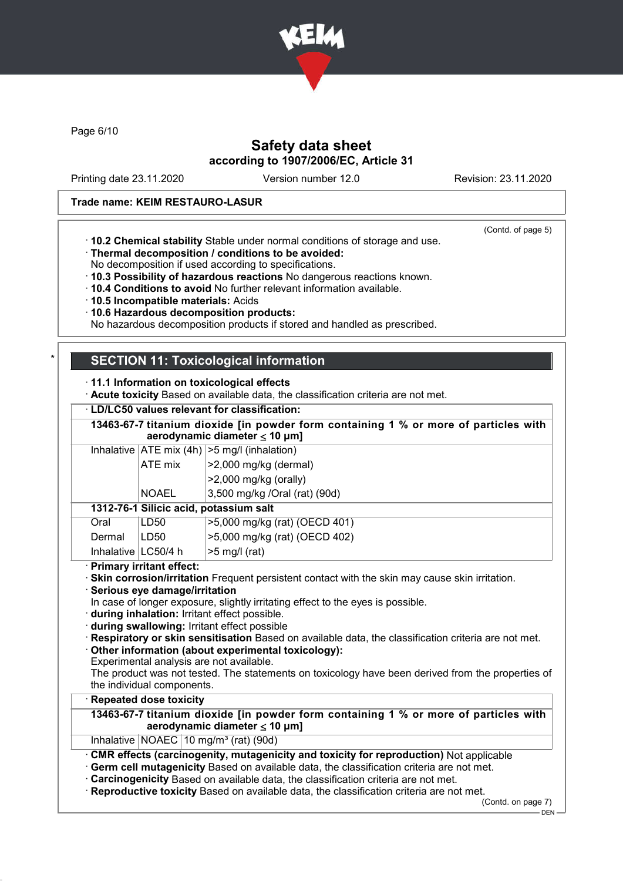Trade name: KEIM RESTAURO-LASUR

(Contd. of page 5)

· **10.2 Chemical stability** Stable under normal conditions of storage and use.
· **Thermal decomposition / conditions to be avoided:**
No decomposition if used according to specifications.
· **10.3 Possibility of hazardous reactions** No dangerous reactions known.
· **10.4 Conditions to avoid** No further relevant information available.
· **10.5 Incompatible materials:** Acids
· **10.6 Hazardous decomposition products:**
No hazardous decomposition products if stored and handled as prescribed.

## SECTION 11: Toxicological information

· **11.1 Information on toxicological effects**
· **Acute toxicity** Based on available data, the classification criteria are not met.

· **LD/LC50 values relevant for classification:**

| | | |
|---|---|---|
| **13463-67-7 titanium dioxide [in powder form containing 1 % or more of particles with aerodynamic diameter ≤ 10 μm]** | | |
| Inhalative | ATE mix (4h) | >5 mg/l (inhalation) |
| | ATE mix | >2,000 mg/kg (dermal) |
| | | >2,000 mg/kg (orally) |
| | NOAEL | 3,500 mg/kg /Oral (rat) (90d) |
| **1312-76-1 Silicic acid, potassium salt** | | |
| Oral | LD50 | >5,000 mg/kg (rat) (OECD 401) |
| Dermal | LD50 | >5,000 mg/kg (rat) (OECD 402) |
| Inhalative | LC50/4 h | >5 mg/l (rat) |

· **Primary irritant effect:**
· **Skin corrosion/irritation** Frequent persistent contact with the skin may cause skin irritation.
· **Serious eye damage/irritation**
In case of longer exposure, slightly irritating effect to the eyes is possible.
· **during inhalation:** Irritant effect possible.
· **during swallowing:** Irritant effect possible
· **Respiratory or skin sensitisation** Based on available data, the classification criteria are not met.
· **Other information (about experimental toxicology):**
Experimental analysis are not available.
The product was not tested. The statements on toxicology have been derived from the properties of the individual components.

· **Repeated dose toxicity**

| | | |
|---|---|---|
| **13463-67-7 titanium dioxide [in powder form containing 1 % or more of particles with aerodynamic diameter ≤ 10 μm]** | | |
| Inhalative | NOAEC | 10 mg/m³ (rat) (90d) |

· **CMR effects (carcinogenity, mutagenicity and toxicity for reproduction)** Not applicable
· **Germ cell mutagenicity** Based on available data, the classification criteria are not met.
· **Carcinogenicity** Based on available data, the classification criteria are not met.
· **Reproductive toxicity** Based on available data, the classification criteria are not met.

(Contd. on page 7)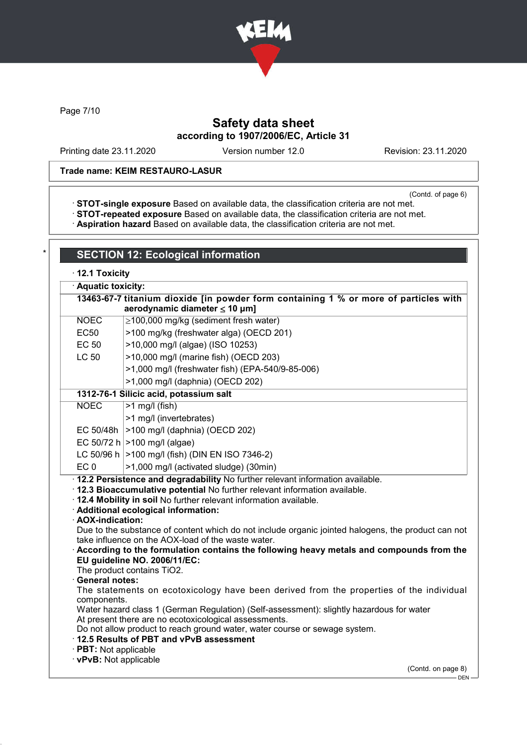Trade name: KEIM RESTAURO-LASUR

(Contd. of page 6)

· **STOT-single exposure** Based on available data, the classification criteria are not met.
· **STOT-repeated exposure** Based on available data, the classification criteria are not met.
· **Aspiration hazard** Based on available data, the classification criteria are not met.

## SECTION 12: Ecological information

· **12.1 Toxicity**

| · **Aquatic toxicity:** | |
|---|---|
| **13463-67-7 titanium dioxide [in powder form containing 1 % or more of particles with aerodynamic diameter ≤ 10 μm]** | |
| NOEC | ≥100,000 mg/kg (sediment fresh water) |
| EC50 | >100 mg/kg (freshwater alga) (OECD 201) |
| EC 50 | >10,000 mg/l (algae) (ISO 10253) |
| LC 50 | >10,000 mg/l (marine fish) (OECD 203) |
| | >1,000 mg/l (freshwater fish) (EPA-540/9-85-006) |
| | >1,000 mg/l (daphnia) (OECD 202) |
| **1312-76-1 Silicic acid, potassium salt** | |
| NOEC | >1 mg/l (fish) |
| | >1 mg/l (invertebrates) |
| EC 50/48h | >100 mg/l (daphnia) (OECD 202) |
| EC 50/72 h | >100 mg/l (algae) |
| LC 50/96 h | >100 mg/l (fish) (DIN EN ISO 7346-2) |
| EC 0 | >1,000 mg/l (activated sludge) (30min) |

· **12.2 Persistence and degradability** No further relevant information available.
· **12.3 Bioaccumulative potential** No further relevant information available.
· **12.4 Mobility in soil** No further relevant information available.
· **Additional ecological information:**
· **AOX-indication:**
Due to the substance of content which do not include organic jointed halogens, the product can not take influence on the AOX-load of the waste water.
· **According to the formulation contains the following heavy metals and compounds from the EU guideline NO. 2006/11/EC:**
The product contains $TiO_2$.
· **General notes:**
The statements on ecotoxicology have been derived from the properties of the individual components.
Water hazard class 1 (German Regulation) (Self-assessment): slightly hazardous for water
At present there are no ecotoxicological assessments.
Do not allow product to reach ground water, water course or sewage system.
· **12.5 Results of PBT and vPvB assessment**
· **PBT:** Not applicable
· **vPvB:** Not applicable

(Contd. on page 8)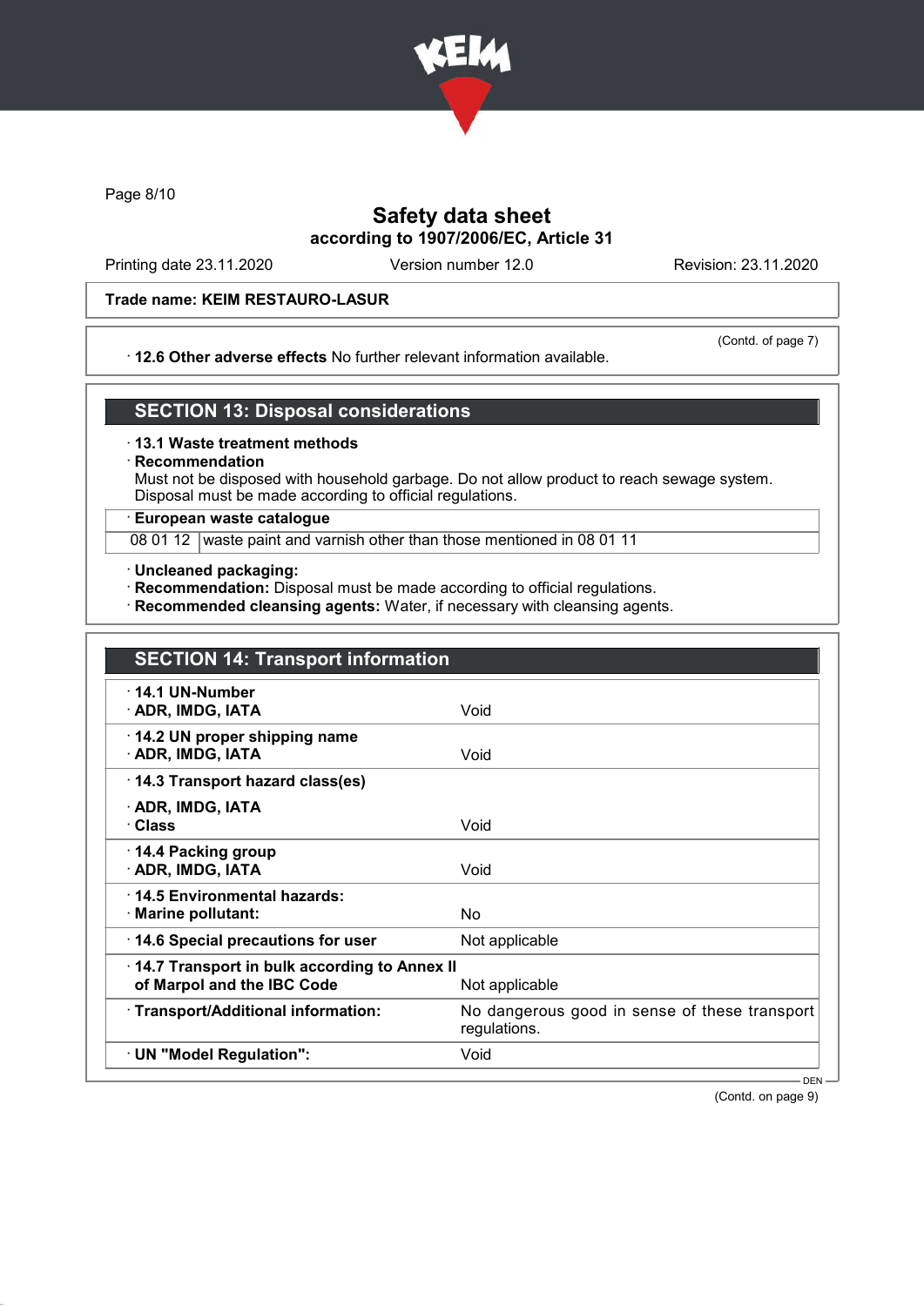**Trade name: KEIM RESTAURO-LASUR**

(Contd. of page 7)

· **12.6 Other adverse effects** No further relevant information available.

## SECTION 13: Disposal considerations

· **13.1 Waste treatment methods**
· **Recommendation**
Must not be disposed with household garbage. Do not allow product to reach sewage system.
Disposal must be made according to official regulations.

| · **European waste catalogue** | |
|---|---|
| 08 01 12 | waste paint and varnish other than those mentioned in 08 01 11 |

· **Uncleaned packaging:**
· **Recommendation:** Disposal must be made according to official regulations.
· **Recommended cleansing agents:** Water, if necessary with cleansing agents.

## SECTION 14: Transport information

| | |
|---|---|
| · **14.1 UN-Number**<br>· **ADR, IMDG, IATA** | Void |
| · **14.2 UN proper shipping name**<br>· **ADR, IMDG, IATA** | Void |
| · **14.3 Transport hazard class(es)**<br>· **ADR, IMDG, IATA**<br>· **Class** | Void |
| · **14.4 Packing group**<br>· **ADR, IMDG, IATA** | Void |
| · **14.5 Environmental hazards:**<br>· **Marine pollutant:** | No |
| · **14.6 Special precautions for user** | Not applicable |
| · **14.7 Transport in bulk according to Annex II of Marpol and the IBC Code** | Not applicable |
| · **Transport/Additional information:** | No dangerous good in sense of these transport regulations. |
| · **UN "Model Regulation":** | Void |

(Contd. on page 9)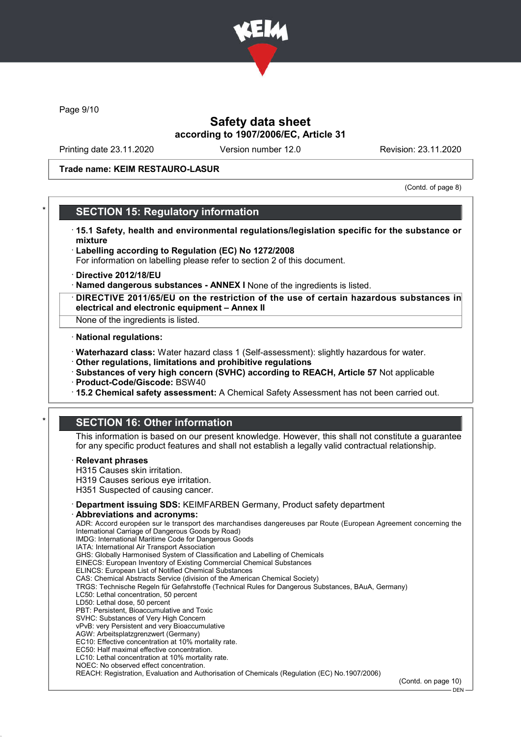# Safety data sheet
according to 1907/2006/EC, Article 31

Printing date 23.11.2020 Version number 12.0 Revision: 23.11.2020

**Trade name: KEIM RESTAURO-LASUR**

(Contd. of page 8)

## SECTION 15: Regulatory information

· **15.1 Safety, health and environmental regulations/legislation specific for the substance or mixture**
· **Labelling according to Regulation (EC) No 1272/2008**
For information on labelling please refer to section 2 of this document.

· **Directive 2012/18/EU**
· **Named dangerous substances - ANNEX I** None of the ingredients is listed.
· **DIRECTIVE 2011/65/EU on the restriction of the use of certain hazardous substances in electrical and electronic equipment – Annex II**
None of the ingredients is listed.

· **National regulations:**

· **Waterhazard class:** Water hazard class 1 (Self-assessment): slightly hazardous for water.
· **Other regulations, limitations and prohibitive regulations**
· **Substances of very high concern (SVHC) according to REACH, Article 57** Not applicable
· **Product-Code/Giscode:** BSW40
· **15.2 Chemical safety assessment:** A Chemical Safety Assessment has not been carried out.

## SECTION 16: Other information

This information is based on our present knowledge. However, this shall not constitute a guarantee for any specific product features and shall not establish a legally valid contractual relationship.

· **Relevant phrases**
H315 Causes skin irritation.
H319 Causes serious eye irritation.
H351 Suspected of causing cancer.

· **Department issuing SDS:** KEIMFARBEN Germany, Product safety department
· **Abbreviations and acronyms:**
ADR: Accord européen sur le transport des marchandises dangereuses par Route (European Agreement concerning the International Carriage of Dangerous Goods by Road)
IMDG: International Maritime Code for Dangerous Goods
IATA: International Air Transport Association
GHS: Globally Harmonised System of Classification and Labelling of Chemicals
EINECS: European Inventory of Existing Commercial Chemical Substances
ELINCS: European List of Notified Chemical Substances
CAS: Chemical Abstracts Service (division of the American Chemical Society)
TRGS: Technische Regeln für Gefahrstoffe (Technical Rules for Dangerous Substances, BAuA, Germany)
LC50: Lethal concentration, 50 percent
LD50: Lethal dose, 50 percent
PBT: Persistent, Bioaccumulative and Toxic
SVHC: Substances of Very High Concern
vPvB: very Persistent and very Bioaccumulative
AGW: Arbeitsplatzgrenzwert (Germany)
EC10: Effective concentration at 10% mortality rate.
EC50: Half maximal effective concentration.
LC10: Lethal concentration at 10% mortality rate.
NOEC: No observed effect concentration.
REACH: Registration, Evaluation and Authorisation of Chemicals (Regulation (EC) No.1907/2006)

(Contd. on page 10)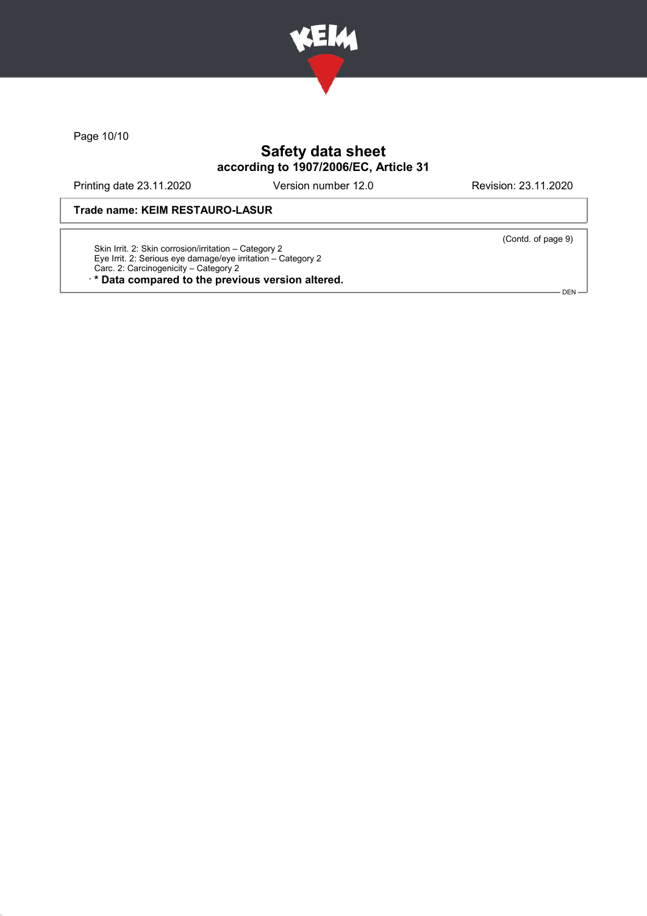Skin Irrit. 2: Skin corrosion/irritation – Category 2
Eye Irrit. 2: Serious eye damage/eye irritation – Category 2
Carc. 2: Carcinogenicity – Category 2

· **\* Data compared to the previous version altered.**